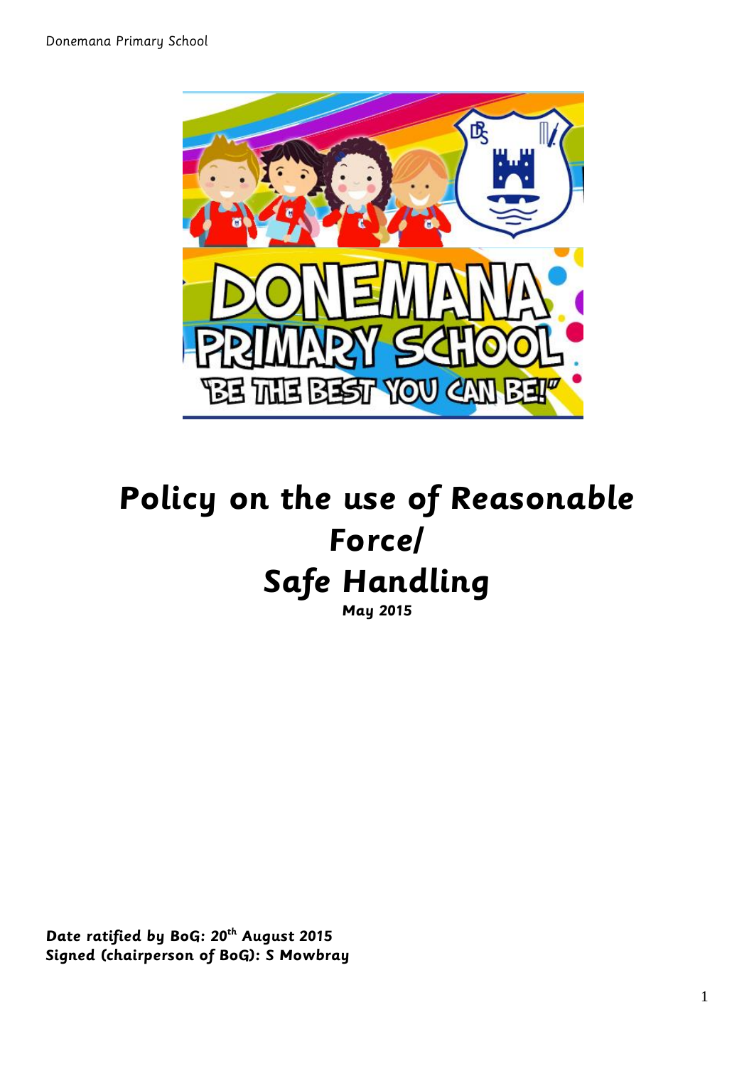# Policy on the use of Reasonable Force/ Safe Handling

**May 2015**

***Date ratified by BoG: 20th August 2015***
***Signed (chairperson of BoG): S Mowbray***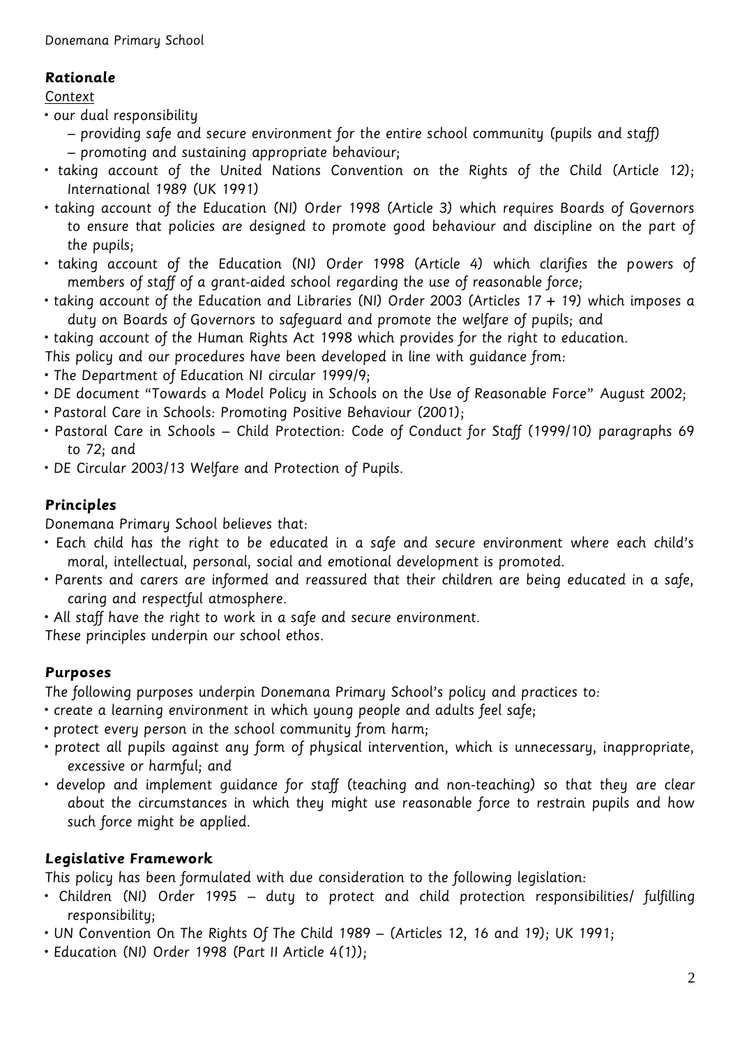## Rationale

Context

- our dual responsibility
  - – providing safe and secure environment for the entire school community (pupils and staff)
  - – promoting and sustaining appropriate behaviour;
- taking account of the United Nations Convention on the Rights of the Child (Article 12); International 1989 (UK 1991)
- taking account of the Education (NI) Order 1998 (Article 3) which requires Boards of Governors to ensure that policies are designed to promote good behaviour and discipline on the part of the pupils;
- taking account of the Education (NI) Order 1998 (Article 4) which clarifies the powers of members of staff of a grant-aided school regarding the use of reasonable force;
- taking account of the Education and Libraries (NI) Order 2003 (Articles 17 + 19) which imposes a duty on Boards of Governors to safeguard and promote the welfare of pupils; and
- taking account of the Human Rights Act 1998 which provides for the right to education.

This policy and our procedures have been developed in line with guidance from:

- The Department of Education NI circular 1999/9;
- DE document "Towards a Model Policy in Schools on the Use of Reasonable Force" August 2002;
- Pastoral Care in Schools: Promoting Positive Behaviour (2001);
- Pastoral Care in Schools – Child Protection: Code of Conduct for Staff (1999/10) paragraphs 69 to 72; and
- DE Circular 2003/13 Welfare and Protection of Pupils.

## Principles

Donemana Primary School believes that:

- Each child has the right to be educated in a safe and secure environment where each child's moral, intellectual, personal, social and emotional development is promoted.
- Parents and carers are informed and reassured that their children are being educated in a safe, caring and respectful atmosphere.
- All staff have the right to work in a safe and secure environment.

These principles underpin our school ethos.

## Purposes

The following purposes underpin Donemana Primary School's policy and practices to:

- create a learning environment in which young people and adults feel safe;
- protect every person in the school community from harm;
- protect all pupils against any form of physical intervention, which is unnecessary, inappropriate, excessive or harmful; and
- develop and implement guidance for staff (teaching and non-teaching) so that they are clear about the circumstances in which they might use reasonable force to restrain pupils and how such force might be applied.

## Legislative Framework

This policy has been formulated with due consideration to the following legislation:

- Children (NI) Order 1995 – duty to protect and child protection responsibilities/ fulfilling responsibility;
- UN Convention On The Rights Of The Child 1989 – (Articles 12, 16 and 19); UK 1991;
- Education (NI) Order 1998 (Part II Article 4(1));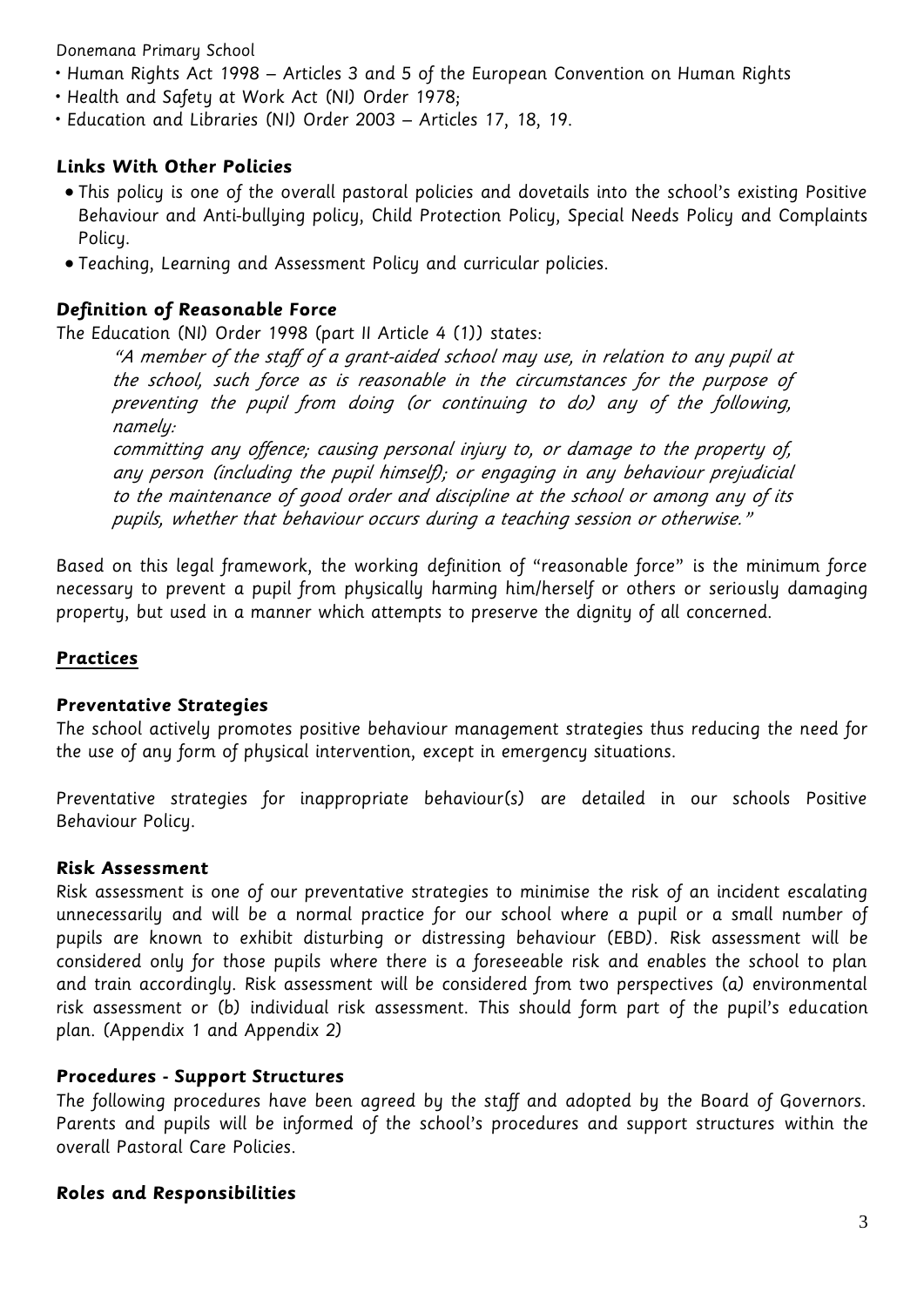- Human Rights Act 1998 – Articles 3 and 5 of the European Convention on Human Rights
- Health and Safety at Work Act (NI) Order 1978;
- Education and Libraries (NI) Order 2003 – Articles 17, 18, 19.

### Links With Other Policies

- This policy is one of the overall pastoral policies and dovetails into the school's existing Positive Behaviour and Anti-bullying policy, Child Protection Policy, Special Needs Policy and Complaints Policy.
- Teaching, Learning and Assessment Policy and curricular policies.

### Definition of Reasonable Force

The Education (NI) Order 1998 (part II Article 4 (1)) states:

> *"A member of the staff of a grant-aided school may use, in relation to any pupil at the school, such force as is reasonable in the circumstances for the purpose of preventing the pupil from doing (or continuing to do) any of the following, namely:*
>
> *committing any offence; causing personal injury to, or damage to the property of, any person (including the pupil himself); or engaging in any behaviour prejudicial to the maintenance of good order and discipline at the school or among any of its pupils, whether that behaviour occurs during a teaching session or otherwise."*

Based on this legal framework, the working definition of "reasonable force" is the minimum force necessary to prevent a pupil from physically harming him/herself or others or seriously damaging property, but used in a manner which attempts to preserve the dignity of all concerned.

## Practices

### Preventative Strategies

The school actively promotes positive behaviour management strategies thus reducing the need for the use of any form of physical intervention, except in emergency situations.

Preventative strategies for inappropriate behaviour(s) are detailed in our schools Positive Behaviour Policy.

### Risk Assessment

Risk assessment is one of our preventative strategies to minimise the risk of an incident escalating unnecessarily and will be a normal practice for our school where a pupil or a small number of pupils are known to exhibit disturbing or distressing behaviour (EBD). Risk assessment will be considered only for those pupils where there is a foreseeable risk and enables the school to plan and train accordingly. Risk assessment will be considered from two perspectives (a) environmental risk assessment or (b) individual risk assessment. This should form part of the pupil's education plan. (Appendix 1 and Appendix 2)

### Procedures - Support Structures

The following procedures have been agreed by the staff and adopted by the Board of Governors. Parents and pupils will be informed of the school's procedures and support structures within the overall Pastoral Care Policies.

### Roles and Responsibilities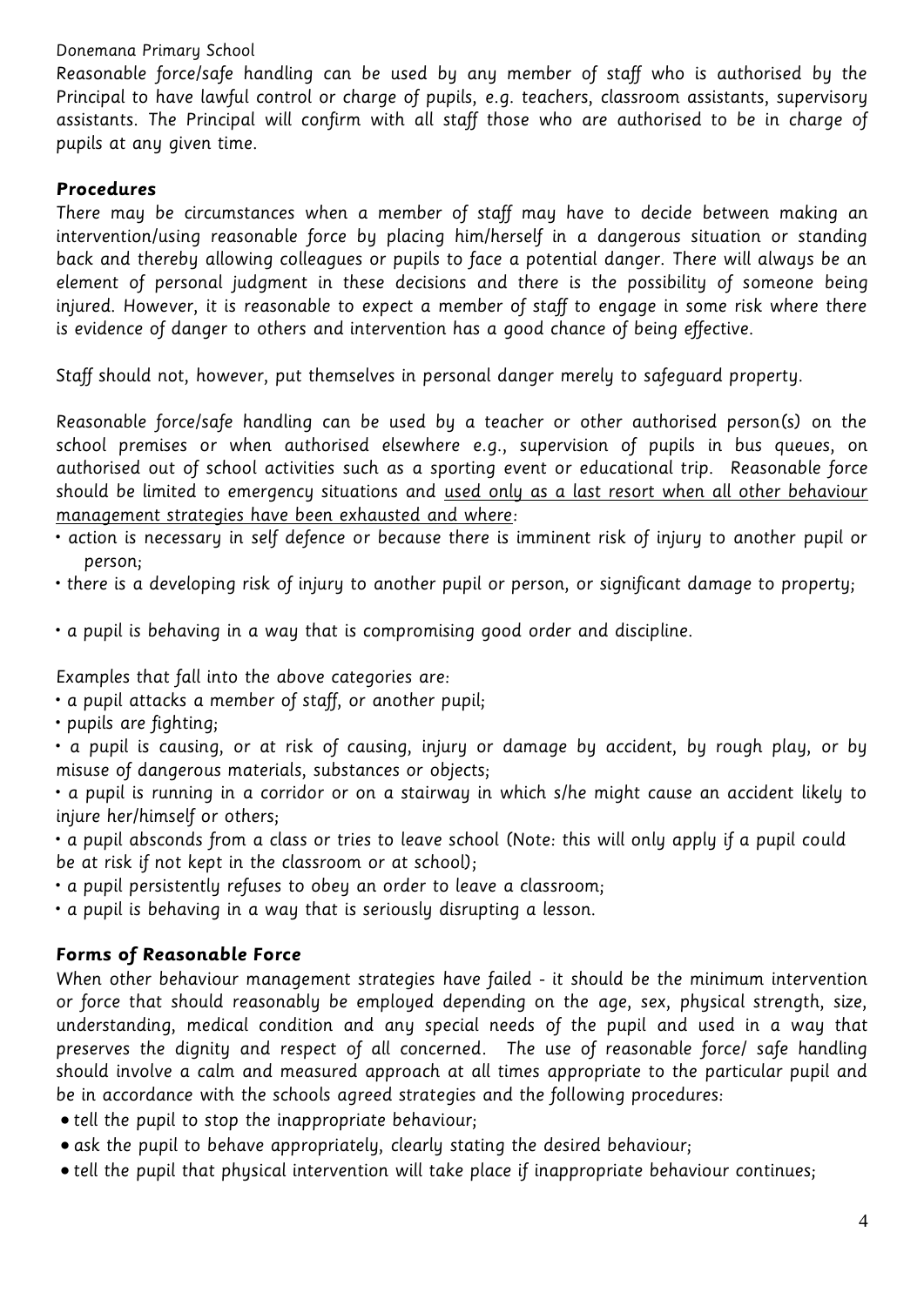Reasonable force/safe handling can be used by any member of staff who is authorised by the Principal to have lawful control or charge of pupils, e.g. teachers, classroom assistants, supervisory assistants. The Principal will confirm with all staff those who are authorised to be in charge of pupils at any given time.

### Procedures

There may be circumstances when a member of staff may have to decide between making an intervention/using reasonable force by placing him/herself in a dangerous situation or standing back and thereby allowing colleagues or pupils to face a potential danger. There will always be an element of personal judgment in these decisions and there is the possibility of someone being injured. However, it is reasonable to expect a member of staff to engage in some risk where there is evidence of danger to others and intervention has a good chance of being effective.

Staff should not, however, put themselves in personal danger merely to safeguard property.

Reasonable force/safe handling can be used by a teacher or other authorised person(s) on the school premises or when authorised elsewhere e.g., supervision of pupils in bus queues, on authorised out of school activities such as a sporting event or educational trip. Reasonable force should be limited to emergency situations and <u>used only as a last resort when all other behaviour management strategies have been exhausted and where</u>:

- action is necessary in self defence or because there is imminent risk of injury to another pupil or person;
- there is a developing risk of injury to another pupil or person, or significant damage to property;
- a pupil is behaving in a way that is compromising good order and discipline.

Examples that fall into the above categories are:

- a pupil attacks a member of staff, or another pupil;
- pupils are fighting;
- a pupil is causing, or at risk of causing, injury or damage by accident, by rough play, or by misuse of dangerous materials, substances or objects;
- a pupil is running in a corridor or on a stairway in which s/he might cause an accident likely to injure her/himself or others;
- a pupil absconds from a class or tries to leave school (Note: this will only apply if a pupil could be at risk if not kept in the classroom or at school);
- a pupil persistently refuses to obey an order to leave a classroom;
- a pupil is behaving in a way that is seriously disrupting a lesson.

### Forms of Reasonable Force

When other behaviour management strategies have failed - it should be the minimum intervention or force that should reasonably be employed depending on the age, sex, physical strength, size, understanding, medical condition and any special needs of the pupil and used in a way that preserves the dignity and respect of all concerned. The use of reasonable force/ safe handling should involve a calm and measured approach at all times appropriate to the particular pupil and be in accordance with the schools agreed strategies and the following procedures:

- tell the pupil to stop the inappropriate behaviour;
- ask the pupil to behave appropriately, clearly stating the desired behaviour;
- tell the pupil that physical intervention will take place if inappropriate behaviour continues;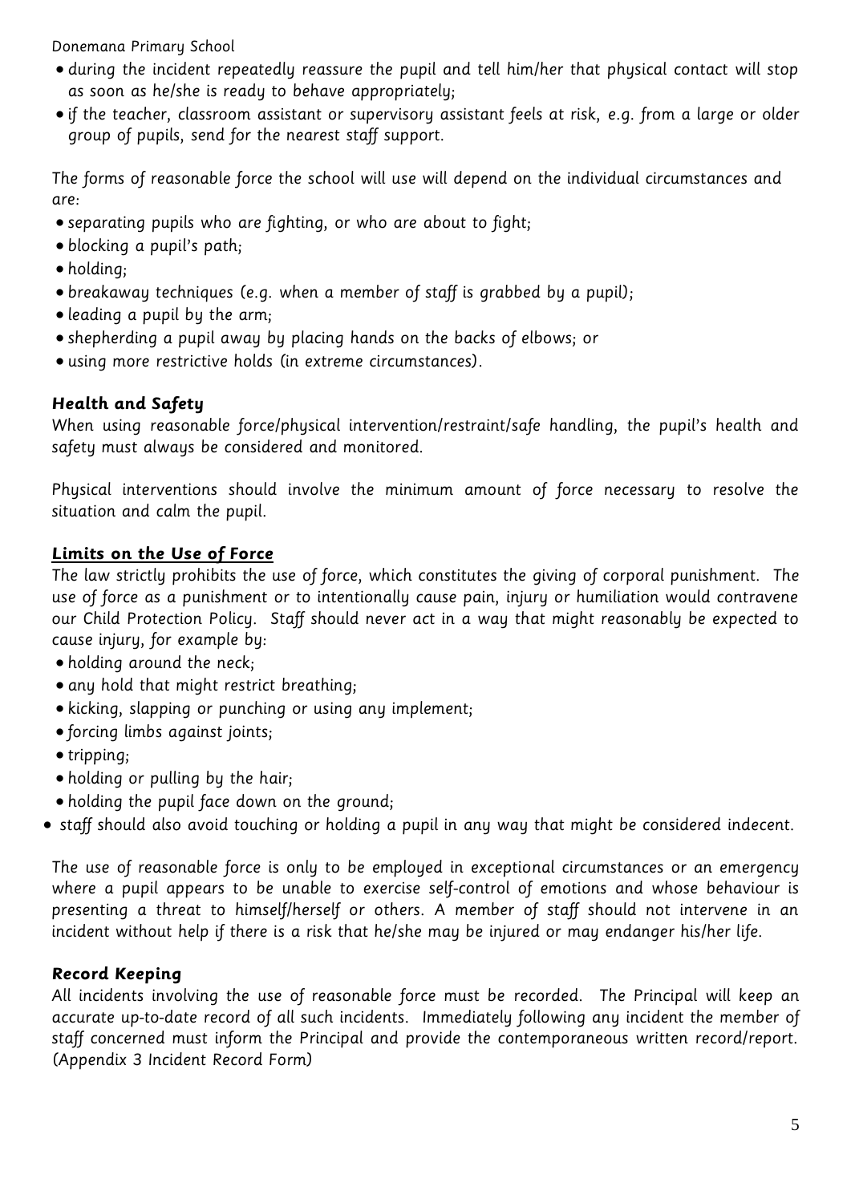- during the incident repeatedly reassure the pupil and tell him/her that physical contact will stop as soon as he/she is ready to behave appropriately;
- if the teacher, classroom assistant or supervisory assistant feels at risk, e.g. from a large or older group of pupils, send for the nearest staff support.

The forms of reasonable force the school will use will depend on the individual circumstances and are:

- separating pupils who are fighting, or who are about to fight;
- blocking a pupil's path;
- holding;
- breakaway techniques (e.g. when a member of staff is grabbed by a pupil);
- leading a pupil by the arm;
- shepherding a pupil away by placing hands on the backs of elbows; or
- using more restrictive holds (in extreme circumstances).

### Health and Safety

When using reasonable force/physical intervention/restraint/safe handling, the pupil's health and safety must always be considered and monitored.

Physical interventions should involve the minimum amount of force necessary to resolve the situation and calm the pupil.

### Limits on the Use of Force

The law strictly prohibits the use of force, which constitutes the giving of corporal punishment. The use of force as a punishment or to intentionally cause pain, injury or humiliation would contravene our Child Protection Policy. Staff should never act in a way that might reasonably be expected to cause injury, for example by:

- holding around the neck;
- any hold that might restrict breathing;
- kicking, slapping or punching or using any implement;
- forcing limbs against joints;
- tripping;
- holding or pulling by the hair;
- holding the pupil face down on the ground;
- staff should also avoid touching or holding a pupil in any way that might be considered indecent.

The use of reasonable force is only to be employed in exceptional circumstances or an emergency where a pupil appears to be unable to exercise self-control of emotions and whose behaviour is presenting a threat to himself/herself or others. A member of staff should not intervene in an incident without help if there is a risk that he/she may be injured or may endanger his/her life.

### Record Keeping

All incidents involving the use of reasonable force must be recorded. The Principal will keep an accurate up-to-date record of all such incidents. Immediately following any incident the member of staff concerned must inform the Principal and provide the contemporaneous written record/report. (Appendix 3 Incident Record Form)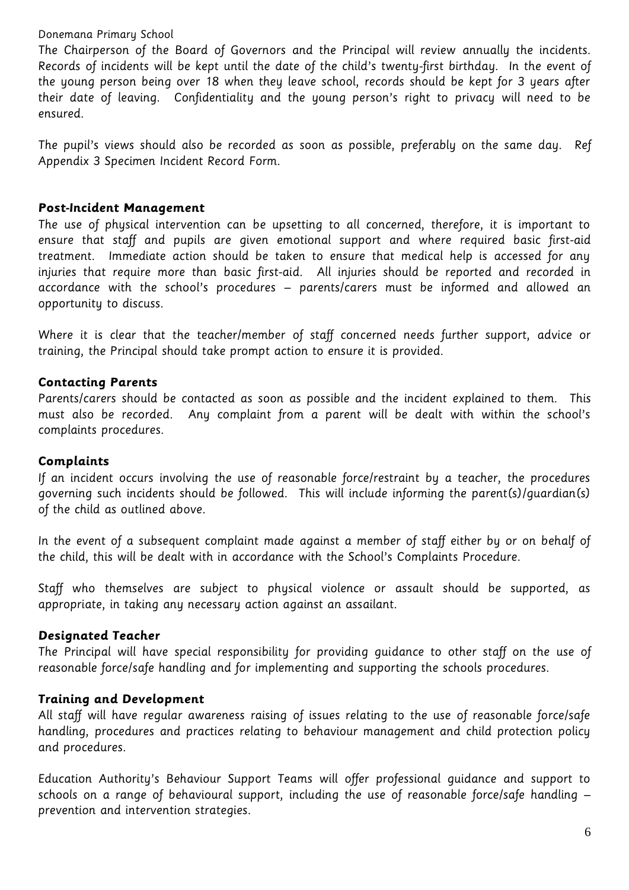The Chairperson of the Board of Governors and the Principal will review annually the incidents. Records of incidents will be kept until the date of the child's twenty-first birthday. In the event of the young person being over 18 when they leave school, records should be kept for 3 years after their date of leaving. Confidentiality and the young person's right to privacy will need to be ensured.

The pupil's views should also be recorded as soon as possible, preferably on the same day. Ref Appendix 3 Specimen Incident Record Form.

**Post-Incident Management**

The use of physical intervention can be upsetting to all concerned, therefore, it is important to ensure that staff and pupils are given emotional support and where required basic first-aid treatment. Immediate action should be taken to ensure that medical help is accessed for any injuries that require more than basic first-aid. All injuries should be reported and recorded in accordance with the school's procedures – parents/carers must be informed and allowed an opportunity to discuss.

Where it is clear that the teacher/member of staff concerned needs further support, advice or training, the Principal should take prompt action to ensure it is provided.

**Contacting Parents**

Parents/carers should be contacted as soon as possible and the incident explained to them. This must also be recorded. Any complaint from a parent will be dealt with within the school's complaints procedures.

**Complaints**

If an incident occurs involving the use of reasonable force/restraint by a teacher, the procedures governing such incidents should be followed. This will include informing the parent(s)/guardian(s) of the child as outlined above.

In the event of a subsequent complaint made against a member of staff either by or on behalf of the child, this will be dealt with in accordance with the School's Complaints Procedure.

Staff who themselves are subject to physical violence or assault should be supported, as appropriate, in taking any necessary action against an assailant.

**Designated Teacher**

The Principal will have special responsibility for providing guidance to other staff on the use of reasonable force/safe handling and for implementing and supporting the schools procedures.

**Training and Development**

All staff will have regular awareness raising of issues relating to the use of reasonable force/safe handling, procedures and practices relating to behaviour management and child protection policy and procedures.

Education Authority's Behaviour Support Teams will offer professional guidance and support to schools on a range of behavioural support, including the use of reasonable force/safe handling – prevention and intervention strategies.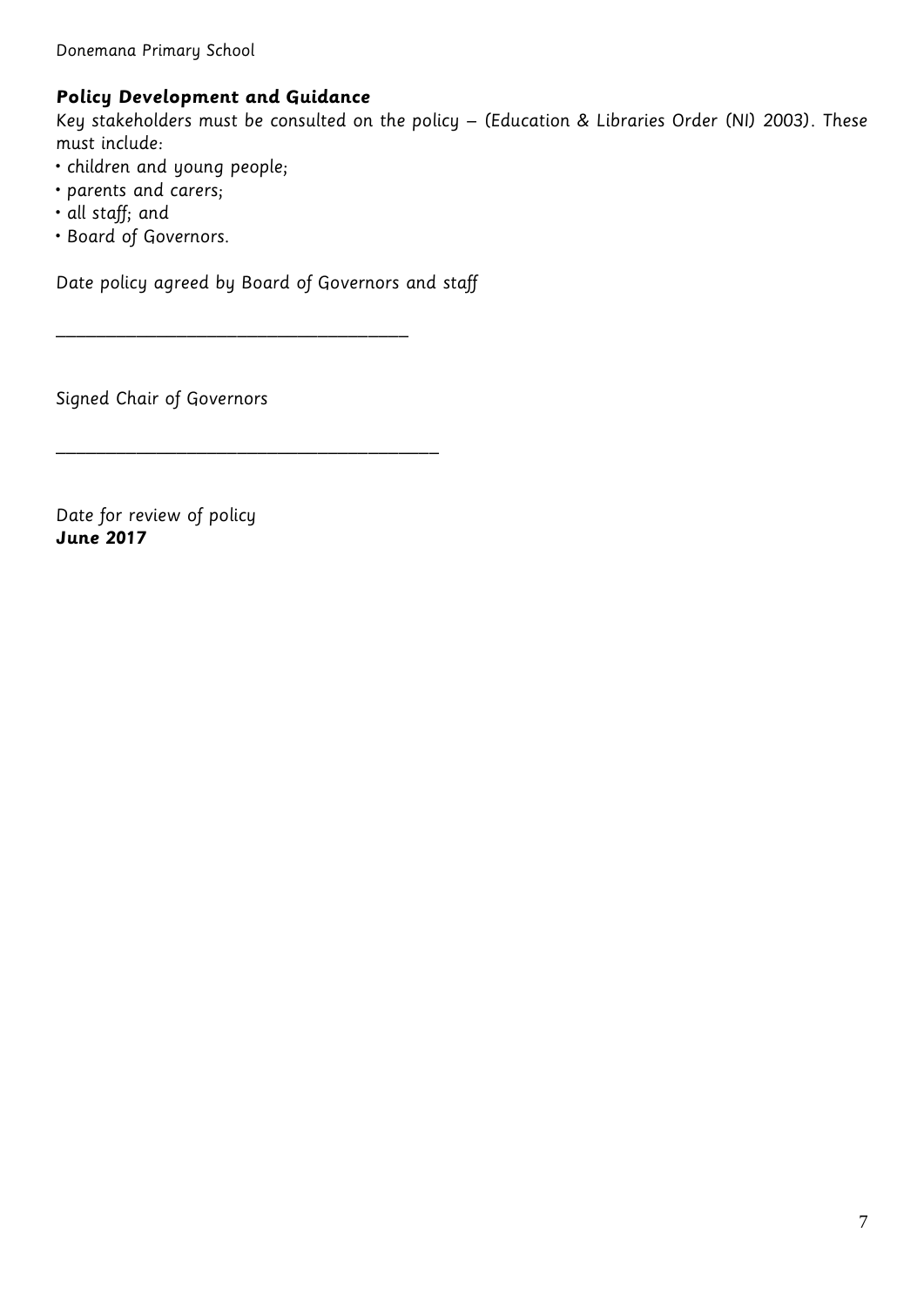### **Policy Development and Guidance**

Key stakeholders must be consulted on the policy – (Education & Libraries Order (NI) 2003). These must include:

- children and young people;
- parents and carers;
- all staff; and
- Board of Governors.

Date policy agreed by Board of Governors and staff

___________________________________

Signed Chair of Governors

______________________________________

Date for review of policy
**June 2017**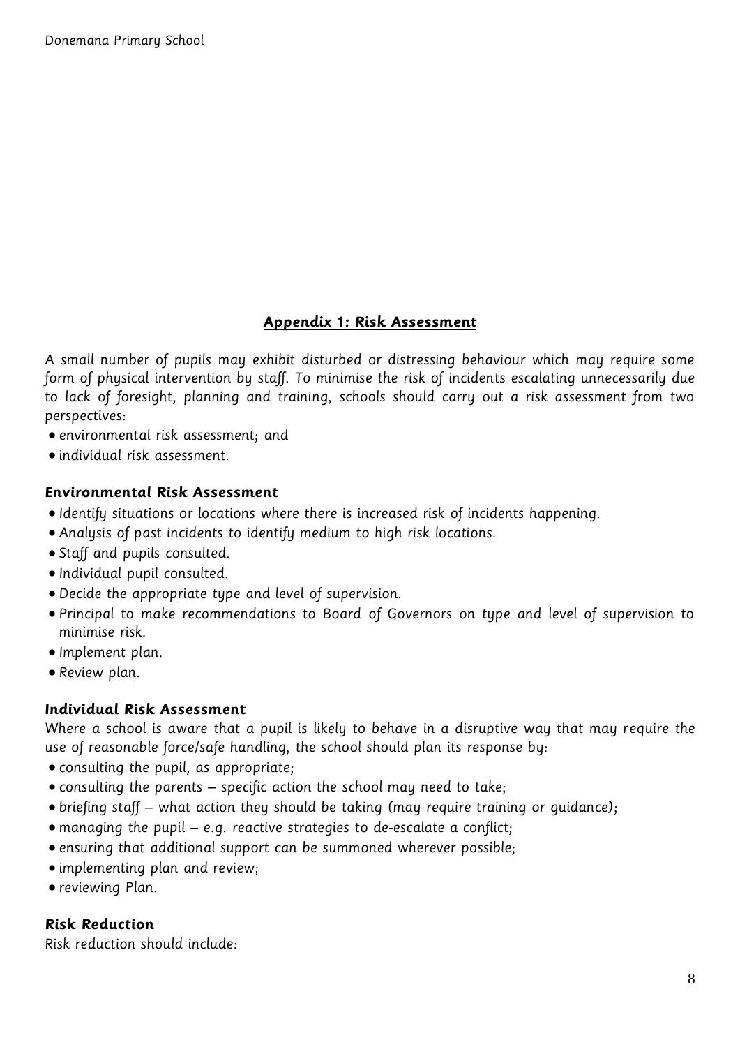## Appendix 1: Risk Assessment

A small number of pupils may exhibit disturbed or distressing behaviour which may require some form of physical intervention by staff. To minimise the risk of incidents escalating unnecessarily due to lack of foresight, planning and training, schools should carry out a risk assessment from two perspectives:

- environmental risk assessment; and
- individual risk assessment.

### Environmental Risk Assessment

- Identify situations or locations where there is increased risk of incidents happening.
- Analysis of past incidents to identify medium to high risk locations.
- Staff and pupils consulted.
- Individual pupil consulted.
- Decide the appropriate type and level of supervision.
- Principal to make recommendations to Board of Governors on type and level of supervision to minimise risk.
- Implement plan.
- Review plan.

### Individual Risk Assessment

Where a school is aware that a pupil is likely to behave in a disruptive way that may require the use of reasonable force/safe handling, the school should plan its response by:

- consulting the pupil, as appropriate;
- consulting the parents – specific action the school may need to take;
- briefing staff – what action they should be taking (may require training or guidance);
- managing the pupil – e.g. reactive strategies to de-escalate a conflict;
- ensuring that additional support can be summoned wherever possible;
- implementing plan and review;
- reviewing Plan.

### Risk Reduction

Risk reduction should include: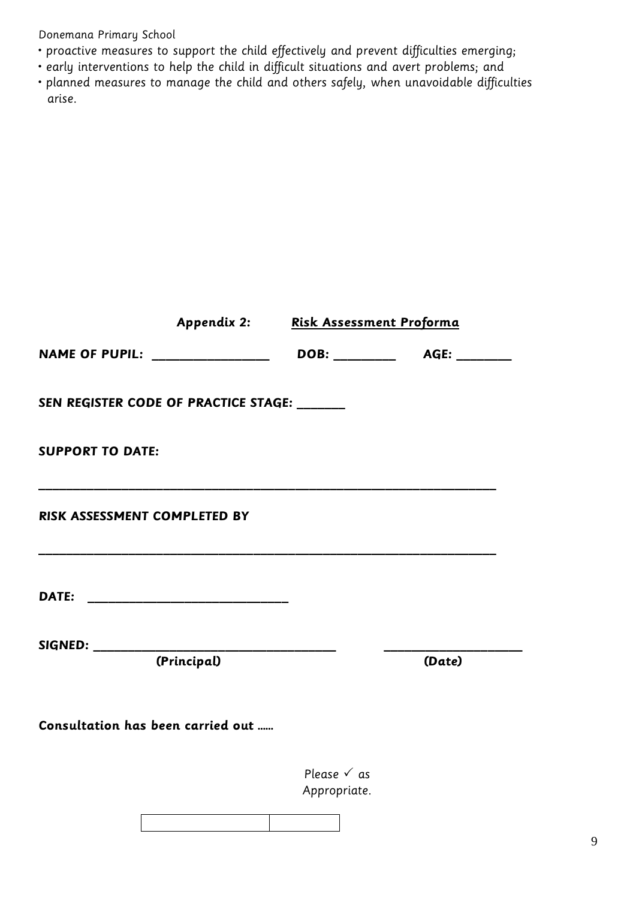- proactive measures to support the child effectively and prevent difficulties emerging;
- early interventions to help the child in difficult situations and avert problems; and
- planned measures to manage the child and others safely, when unavoidable difficulties arise.

## Appendix 2: Risk Assessment Proforma

**NAME OF PUPIL: _________________ DOB: _________ AGE: ________**

**SEN REGISTER CODE OF PRACTICE STAGE: _______**

**SUPPORT TO DATE:**

_________________________________________________________________________

**RISK ASSESSMENT COMPLETED BY**

_________________________________________________________________________

**DATE: ______________________________**

**SIGNED: ____________________________________ ____________________**

**(Principal) (Date)**

**Consultation has been carried out ……**

Please ✓ as Appropriate.

| | |
|---|---|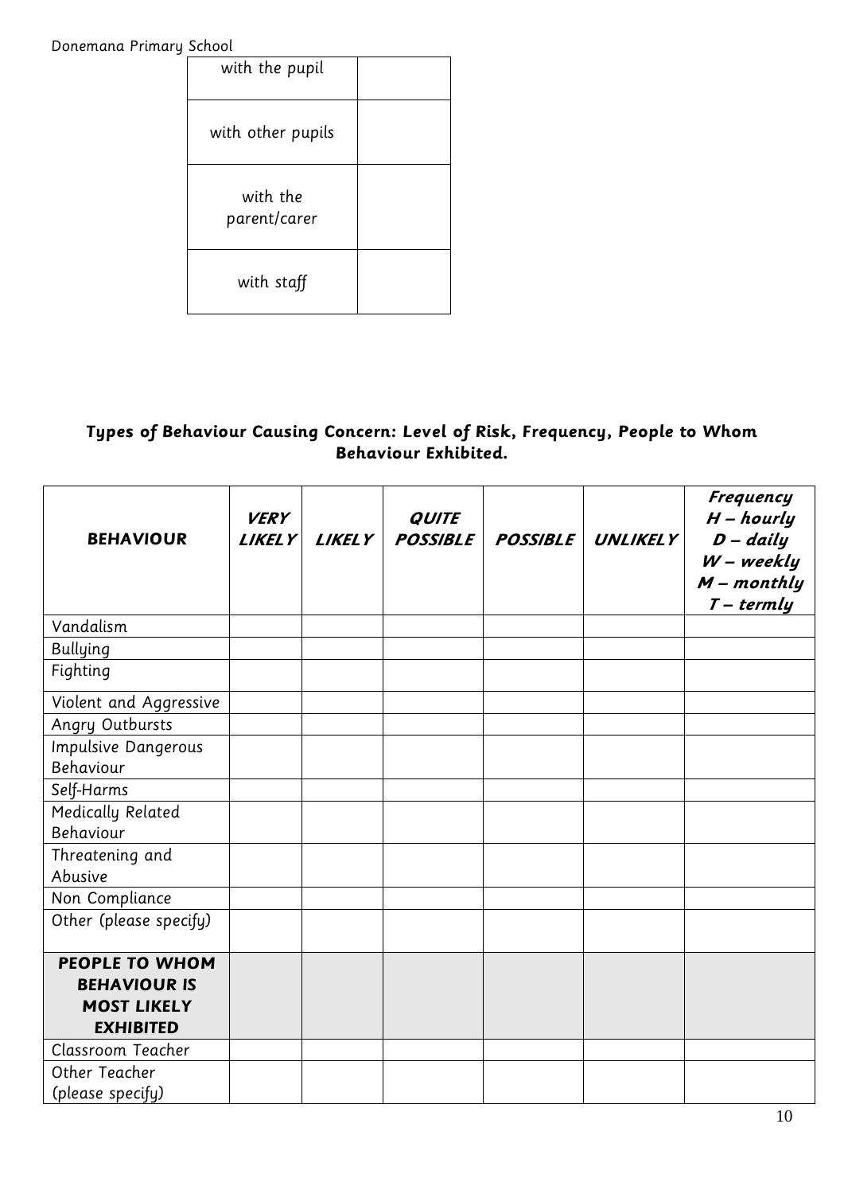| with the pupil | |
|---|---|
| with other pupils | |
| with the parent/carer | |
| with staff | |

**Types of Behaviour Causing Concern: Level of Risk, Frequency, People to Whom Behaviour Exhibited.**

| BEHAVIOUR | *VERY LIKELY* | *LIKELY* | *QUITE POSSIBLE* | *POSSIBLE* | *UNLIKELY* | *Frequency H – hourly D – daily W – weekly M – monthly T – termly* |
|---|---|---|---|---|---|---|
| Vandalism | | | | | | |
| Bullying | | | | | | |
| Fighting | | | | | | |
| Violent and Aggressive | | | | | | |
| Angry Outbursts | | | | | | |
| Impulsive Dangerous Behaviour | | | | | | |
| Self-Harms | | | | | | |
| Medically Related Behaviour | | | | | | |
| Threatening and Abusive | | | | | | |
| Non Compliance | | | | | | |
| Other (please specify) | | | | | | |
| **PEOPLE TO WHOM BEHAVIOUR IS MOST LIKELY EXHIBITED** | | | | | | |
| Classroom Teacher | | | | | | |
| Other Teacher (please specify) | | | | | | |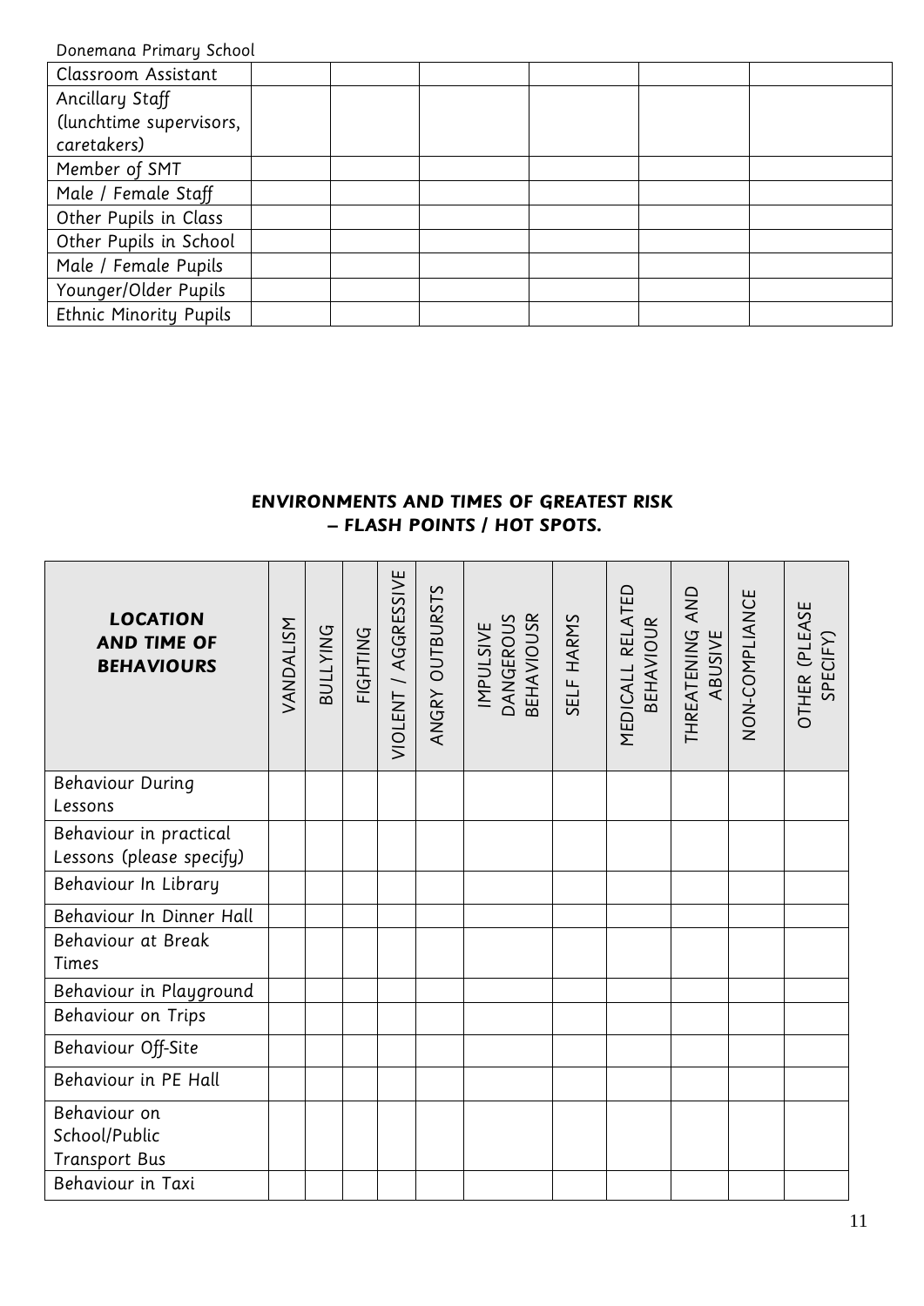| Classroom Assistant | | | | | |
|---|---|---|---|---|---|
| Ancillary Staff (lunchtime supervisors, caretakers) | | | | | |
| Member of SMT | | | | | |
| Male / Female Staff | | | | | |
| Other Pupils in Class | | | | | |
| Other Pupils in School | | | | | |
| Male / Female Pupils | | | | | |
| Younger/Older Pupils | | | | | |
| Ethnic Minority Pupils | | | | | |

**ENVIRONMENTS AND TIMES OF GREATEST RISK – FLASH POINTS / HOT SPOTS.**

| **LOCATION AND TIME OF BEHAVIOURS** | VANDALISM | BULLYING | FIGHTING | VIOLENT / AGGRESSIVE | ANGRY OUTBURSTS | IMPULSIVE DANGEROUS BEHAVIOUSR | SELF HARMS | MEDICALL RELATED BEHAVIOUR | THREATENING AND ABUSIVE | NON-COMPLIANCE | OTHER (PLEASE SPECIFY) |
|---|---|---|---|---|---|---|---|---|---|---|---|
| Behaviour During Lessons | | | | | | | | | | | |
| Behaviour in practical Lessons (please specify) | | | | | | | | | | | |
| Behaviour In Library | | | | | | | | | | | |
| Behaviour In Dinner Hall | | | | | | | | | | | |
| Behaviour at Break Times | | | | | | | | | | | |
| Behaviour in Playground | | | | | | | | | | | |
| Behaviour on Trips | | | | | | | | | | | |
| Behaviour Off-Site | | | | | | | | | | | |
| Behaviour in PE Hall | | | | | | | | | | | |
| Behaviour on School/Public Transport Bus | | | | | | | | | | | |
| Behaviour in Taxi | | | | | | | | | | | |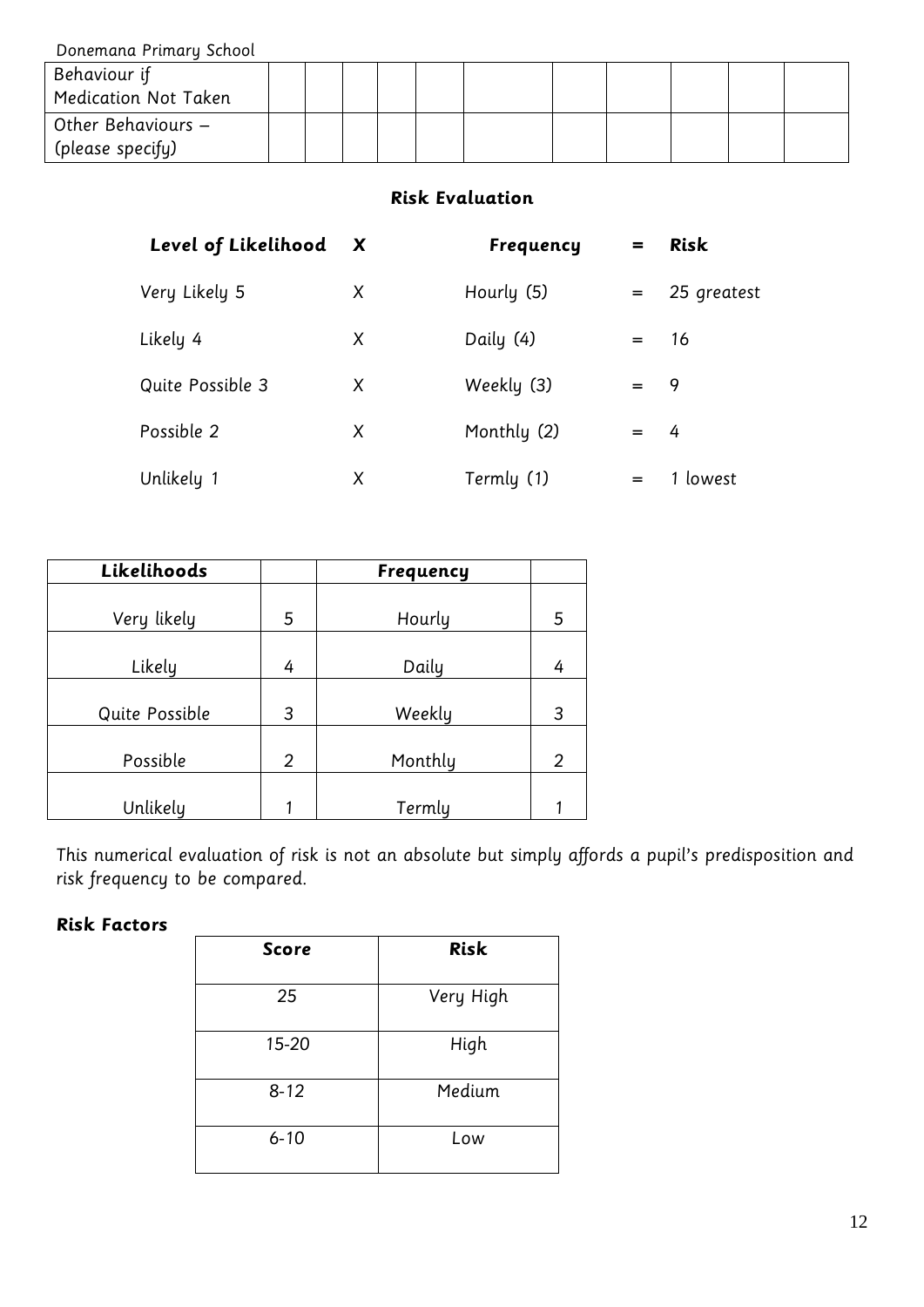| Behaviour if Medication Not Taken | | | | | | | | | | |
|---|---|---|---|---|---|---|---|---|---|---|
| Other Behaviours – (please specify) | | | | | | | | | | |

### Risk Evaluation

| Level of Likelihood | X | Frequency | = | Risk |
|---|---|---|---|---|
| Very Likely 5 | X | Hourly (5) | = | 25 greatest |
| Likely 4 | X | Daily (4) | = | 16 |
| Quite Possible 3 | X | Weekly (3) | = | 9 |
| Possible 2 | X | Monthly (2) | = | 4 |
| Unlikely 1 | X | Termly (1) | = | 1 lowest |

| Likelihoods | | Frequency | |
|---|---|---|---|
| Very likely | 5 | Hourly | 5 |
| Likely | 4 | Daily | 4 |
| Quite Possible | 3 | Weekly | 3 |
| Possible | 2 | Monthly | 2 |
| Unlikely | 1 | Termly | 1 |

This numerical evaluation of risk is not an absolute but simply affords a pupil's predisposition and risk frequency to be compared.

**Risk Factors**

| Score | Risk |
|---|---|
| 25 | Very High |
| 15-20 | High |
| 8-12 | Medium |
| 6-10 | Low |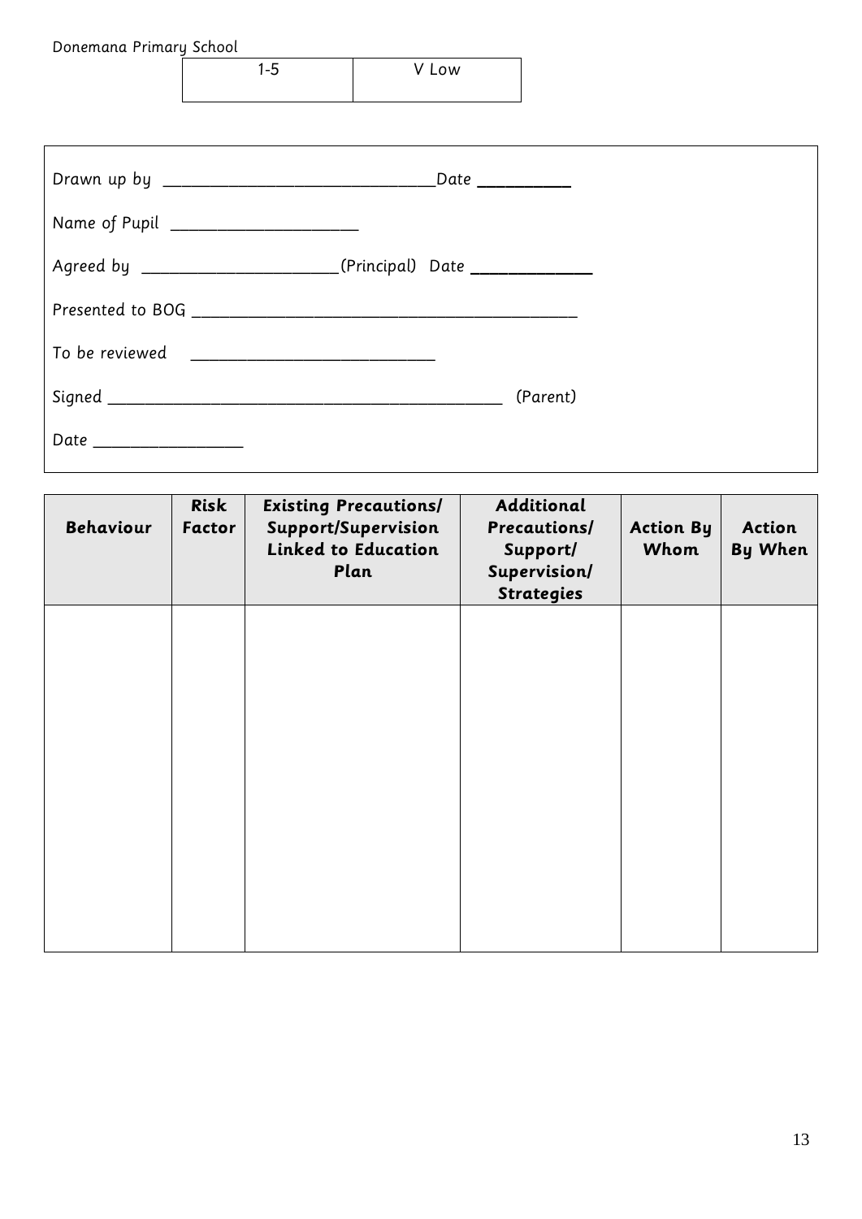| 1-5 | V Low |
|---|---|

Drawn up by ______________________________Date __________

Name of Pupil ____________________

Agreed by ______________________(Principal) Date _____________

Presented to BOG ___________________________________________

To be reviewed ___________________________

Signed ____________________________________________ (Parent)

Date ________________

| Behaviour | Risk Factor | Existing Precautions/ Support/Supervision Linked to Education Plan | Additional Precautions/ Support/ Supervision/ Strategies | Action By Whom | Action By When |
|---|---|---|---|---|---|
| | | | | | |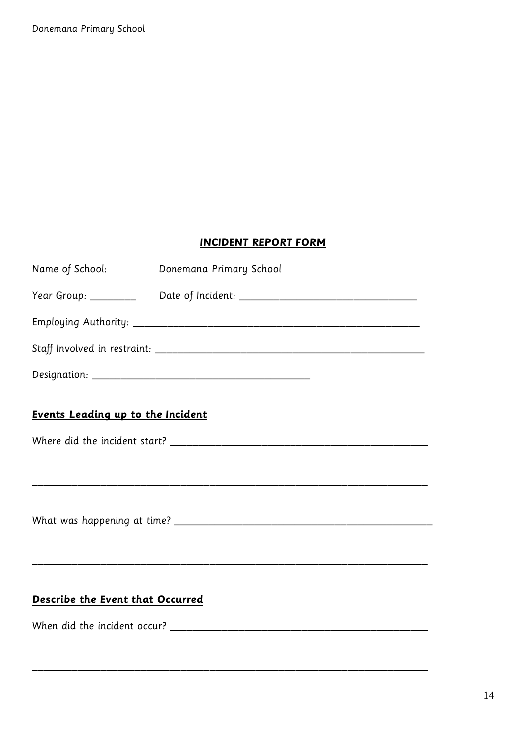## ***INCIDENT REPORT FORM***

Name of School: Donemana Primary School

Year Group: _________ Date of Incident: ___________________________________

Employing Authority: _________________________________________________________

Staff Involved in restraint: ____________________________________________________

Designation: ___________________________________________

### **Events Leading up to the Incident**

Where did the incident start? ____________________________________________________

______________________________________________________________________________

What was happening at time? ____________________________________________________

______________________________________________________________________________

### **Describe the Event that Occurred**

When did the incident occur? ____________________________________________________

______________________________________________________________________________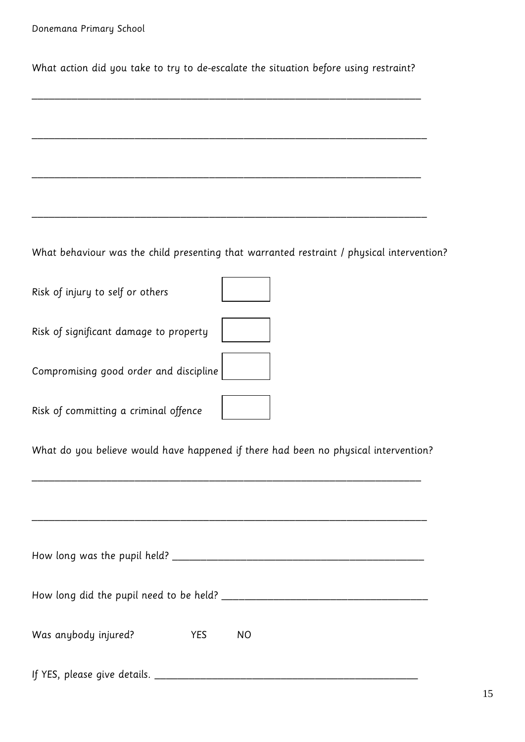What action did you take to try to de-escalate the situation before using restraint?

___________________________________________________________________________

___________________________________________________________________________

___________________________________________________________________________

___________________________________________________________________________

What behaviour was the child presenting that warranted restraint / physical intervention?

| | |
|---|---|
| Risk of injury to self or others | ☐ |
| Risk of significant damage to property | ☐ |
| Compromising good order and discipline | ☐ |
| Risk of committing a criminal offence | ☐ |

What do you believe would have happened if there had been no physical intervention?

___________________________________________________________________________

___________________________________________________________________________

How long was the pupil held? _______________________________________________

How long did the pupil need to be held? ______________________________________

Was anybody injured? YES NO

If YES, please give details. ___________________________________________________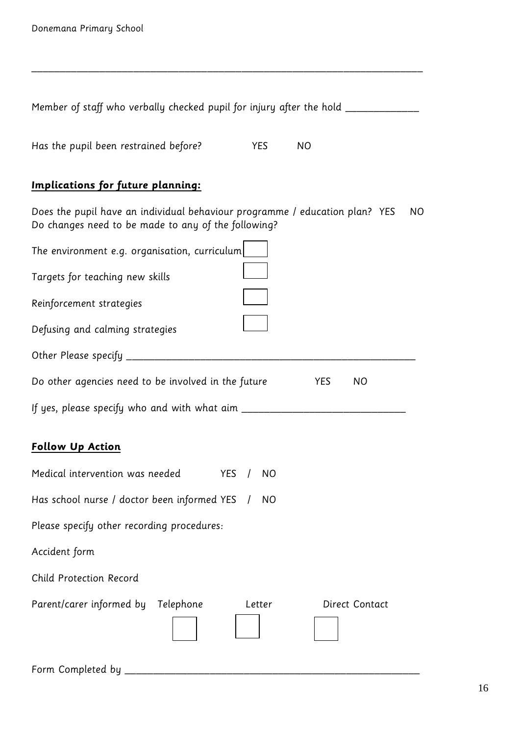Member of staff who verbally checked pupil for injury after the hold ______________

Has the pupil been restrained before? YES NO

**Implications for future planning:**

Does the pupil have an individual behaviour programme / education plan? YES NO
Do changes need to be made to any of the following?

The environment e.g. organisation, curriculum ☐

Targets for teaching new skills ☐

Reinforcement strategies ☐

Defusing and calming strategies ☐

Other Please specify ____________________________________________________________

Do other agencies need to be involved in the future YES NO

If yes, please specify who and with what aim ________________________________

**Follow Up Action**

Medical intervention was needed YES / NO

Has school nurse / doctor been informed YES / NO

Please specify other recording procedures:

Accident form

Child Protection Record

Parent/carer informed by Telephone ☐ Letter ☐ Direct Contact ☐

Form Completed by ____________________________________________________________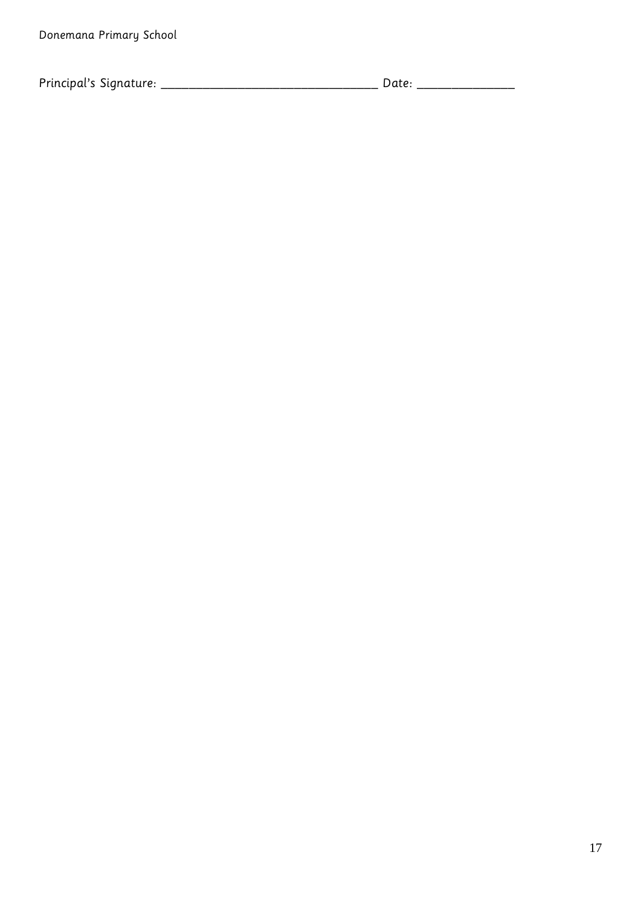Principal's Signature: _________________________________ Date: _______________